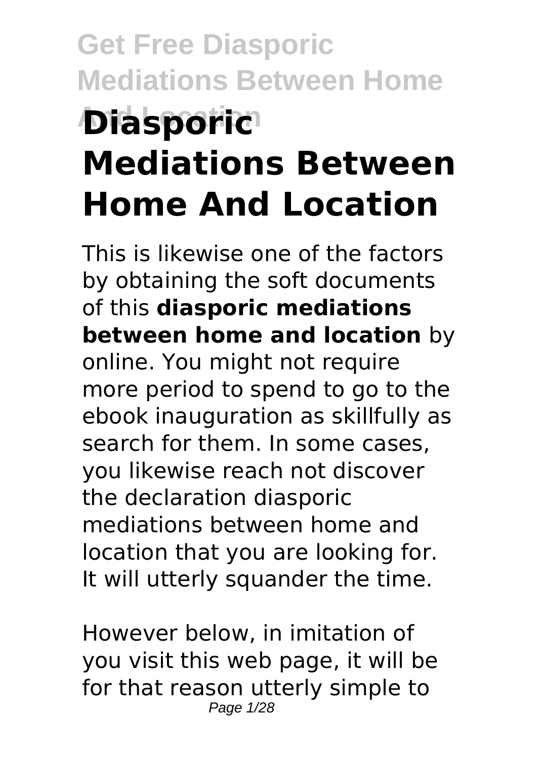# Get Free Diasporic Mediations Between Home And Location

# Diasporic Mediations Between Home And Location

This is likewise one of the factors by obtaining the soft documents of this **diasporic mediations between home and location** by online. You might not require more period to spend to go to the ebook inauguration as skillfully as search for them. In some cases, you likewise reach not discover the declaration diasporic mediations between home and location that you are looking for. It will utterly squander the time.

However below, in imitation of you visit this web page, it will be for that reason utterly simple to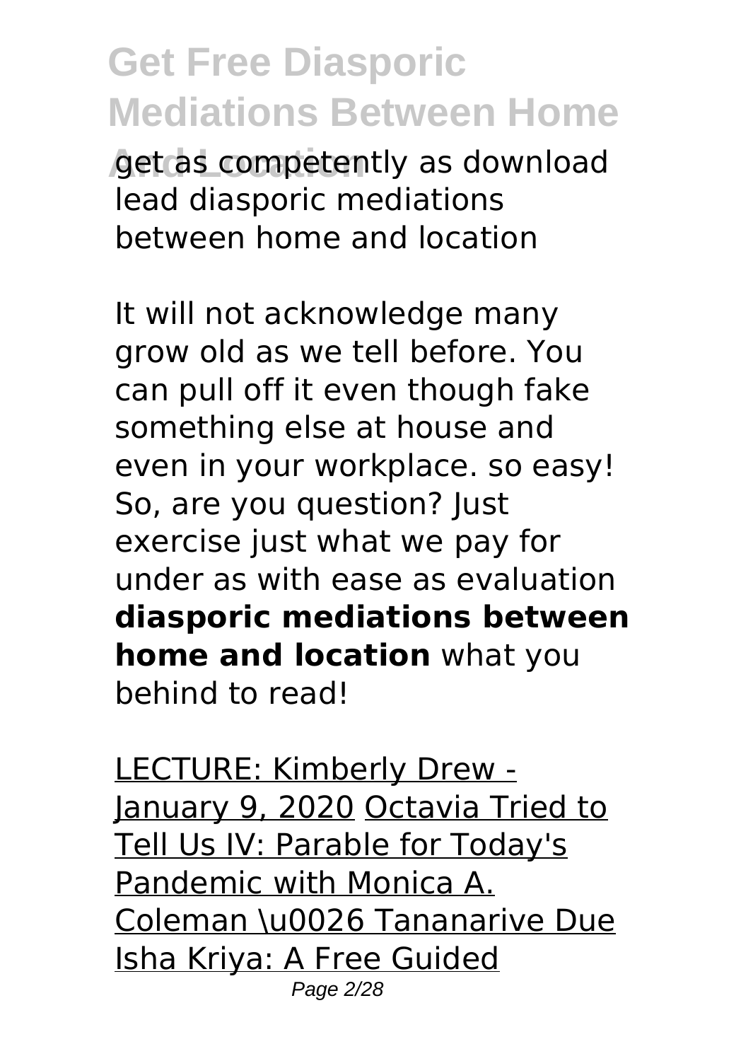get as competently as download lead diasporic mediations between home and location

It will not acknowledge many grow old as we tell before. You can pull off it even though fake something else at house and even in your workplace. so easy! So, are you question? Just exercise just what we pay for under as with ease as evaluation **diasporic mediations between home and location** what you behind to read!

LECTURE: Kimberly Drew - January 9, 2020 Octavia Tried to Tell Us IV: Parable for Today's Pandemic with Monica A. Coleman \u0026 Tananarive Due Isha Kriya: A Free Guided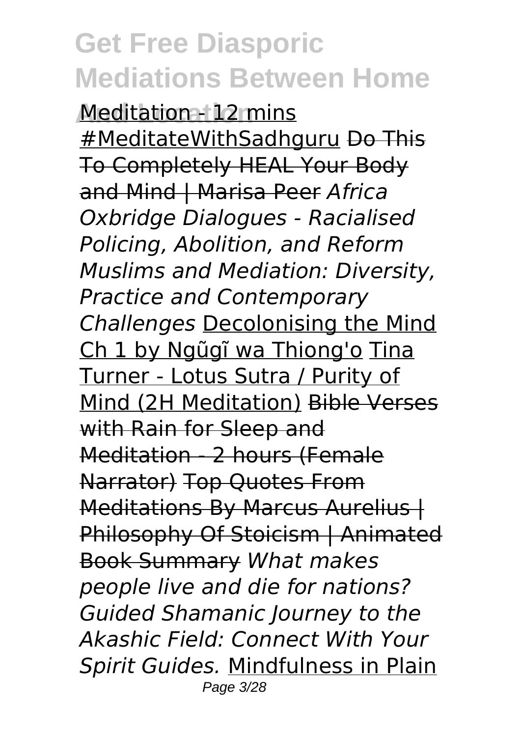Meditation - 12 mins #MeditateWithSadhguru ~~Do This To Completely HEAL Your Body and Mind | Marisa Peer~~ *Africa Oxbridge Dialogues - Racialised Policing, Abolition, and Reform Muslims and Mediation: Diversity, Practice and Contemporary Challenges* Decolonising the Mind Ch 1 by Ngũgĩ wa Thiong'o Tina Turner - Lotus Sutra / Purity of Mind (2H Meditation) ~~Bible Verses with Rain for Sleep and Meditation - 2 hours (Female Narrator)~~ ~~Top Quotes From Meditations By Marcus Aurelius | Philosophy Of Stoicism | Animated Book Summary~~ *What makes people live and die for nations? Guided Shamanic Journey to the Akashic Field: Connect With Your Spirit Guides.* Mindfulness in Plain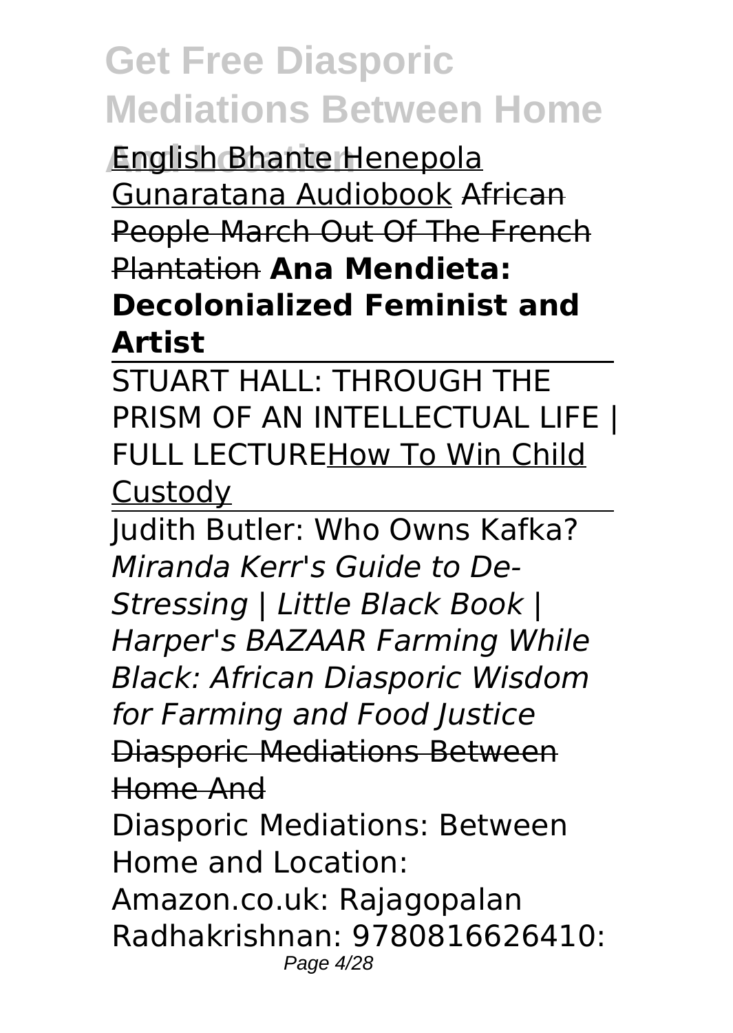English Bhante Henepola Gunaratana Audiobook ~~African People March Out Of The French Plantation~~ **Ana Mendieta: Decolonialized Feminist and Artist**

STUART HALL: THROUGH THE PRISM OF AN INTELLECTUAL LIFE | FULL LECTURE How To Win Child Custody

Judith Butler: Who Owns Kafka? *Miranda Kerr's Guide to De-Stressing | Little Black Book | Harper's BAZAAR Farming While Black: African Diasporic Wisdom for Farming and Food Justice* ~~Diasporic Mediations Between Home And~~

Diasporic Mediations: Between Home and Location: Amazon.co.uk: Rajagopalan Radhakrishnan: 9780816626410: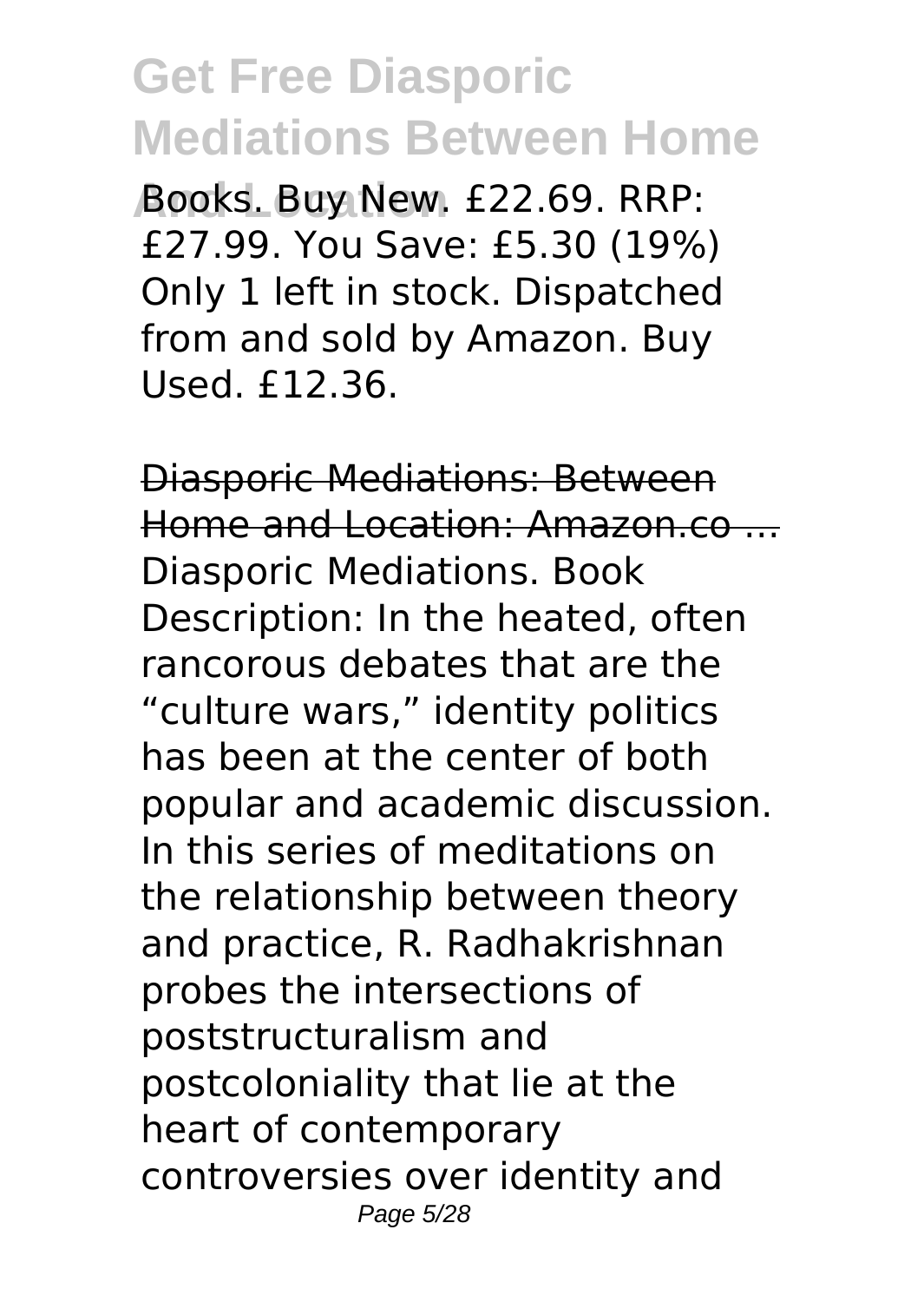Books. Buy New. £22.69. RRP: £27.99. You Save: £5.30 (19%) Only 1 left in stock. Dispatched from and sold by Amazon. Buy Used. £12.36.

Diasporic Mediations: Between Home and Location: Amazon.co ...

Diasporic Mediations. Book Description: In the heated, often rancorous debates that are the "culture wars," identity politics has been at the center of both popular and academic discussion. In this series of meditations on the relationship between theory and practice, R. Radhakrishnan probes the intersections of poststructuralism and postcoloniality that lie at the heart of contemporary controversies over identity and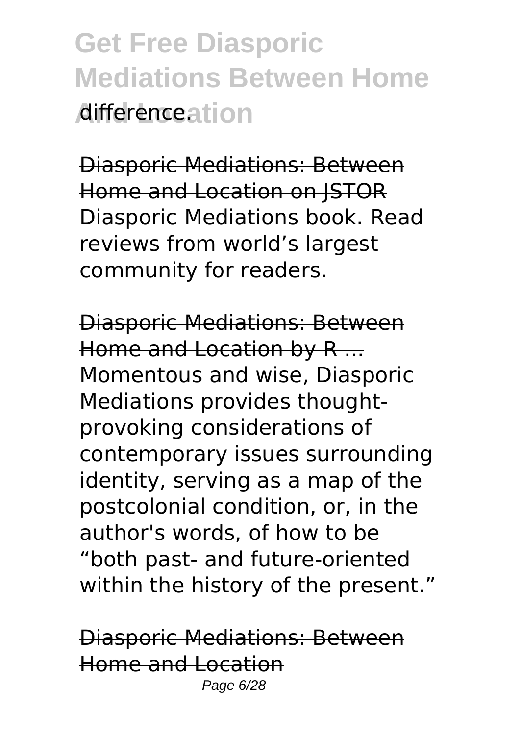difference.

Diasporic Mediations: Between Home and Location on JSTOR

Diasporic Mediations book. Read reviews from world's largest community for readers.

Diasporic Mediations: Between Home and Location by R ...

Momentous and wise, Diasporic Mediations provides thought-provoking considerations of contemporary issues surrounding identity, serving as a map of the postcolonial condition, or, in the author's words, of how to be "both past- and future-oriented within the history of the present."

Diasporic Mediations: Between Home and Location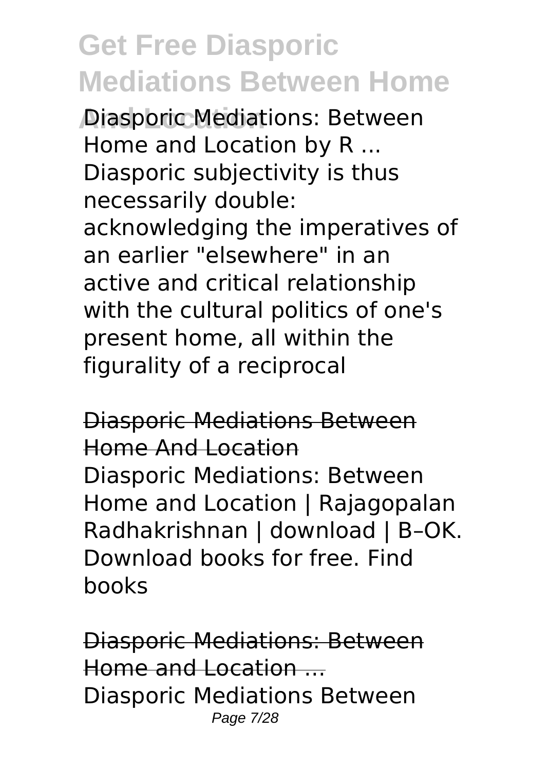Diasporic Mediations: Between Home and Location by R ... Diasporic subjectivity is thus necessarily double: acknowledging the imperatives of an earlier "elsewhere" in an active and critical relationship with the cultural politics of one's present home, all within the figurality of a reciprocal

Diasporic Mediations Between Home And Location

Diasporic Mediations: Between Home and Location | Rajagopalan Radhakrishnan | download | B–OK. Download books for free. Find books

Diasporic Mediations: Between Home and Location ...

Diasporic Mediations Between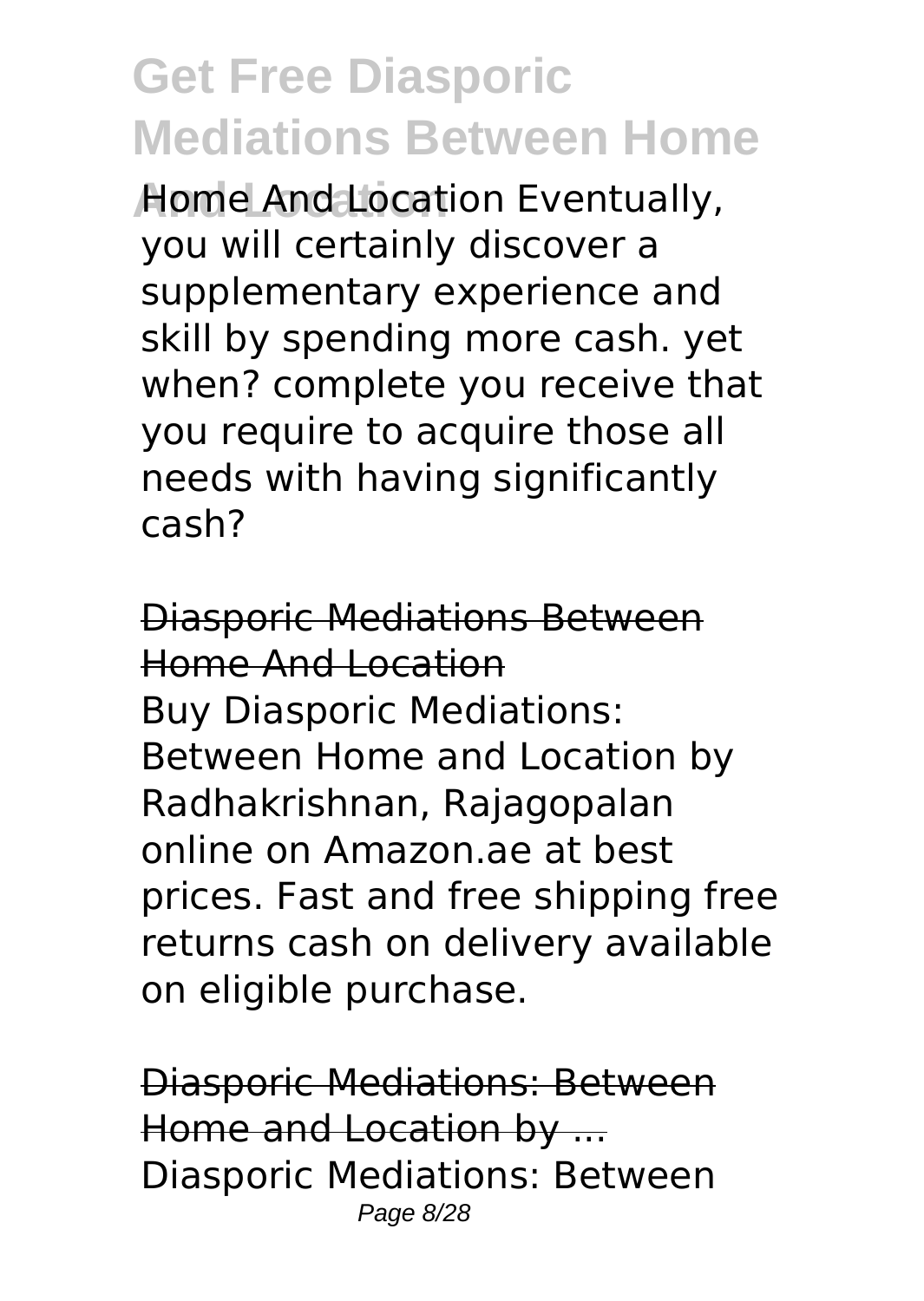Home And Location Eventually, you will certainly discover a supplementary experience and skill by spending more cash. yet when? complete you receive that you require to acquire those all needs with having significantly cash?

## Diasporic Mediations Between Home And Location

Buy Diasporic Mediations: Between Home and Location by Radhakrishnan, Rajagopalan online on Amazon.ae at best prices. Fast and free shipping free returns cash on delivery available on eligible purchase.

## Diasporic Mediations: Between Home and Location by ...

Diasporic Mediations: Between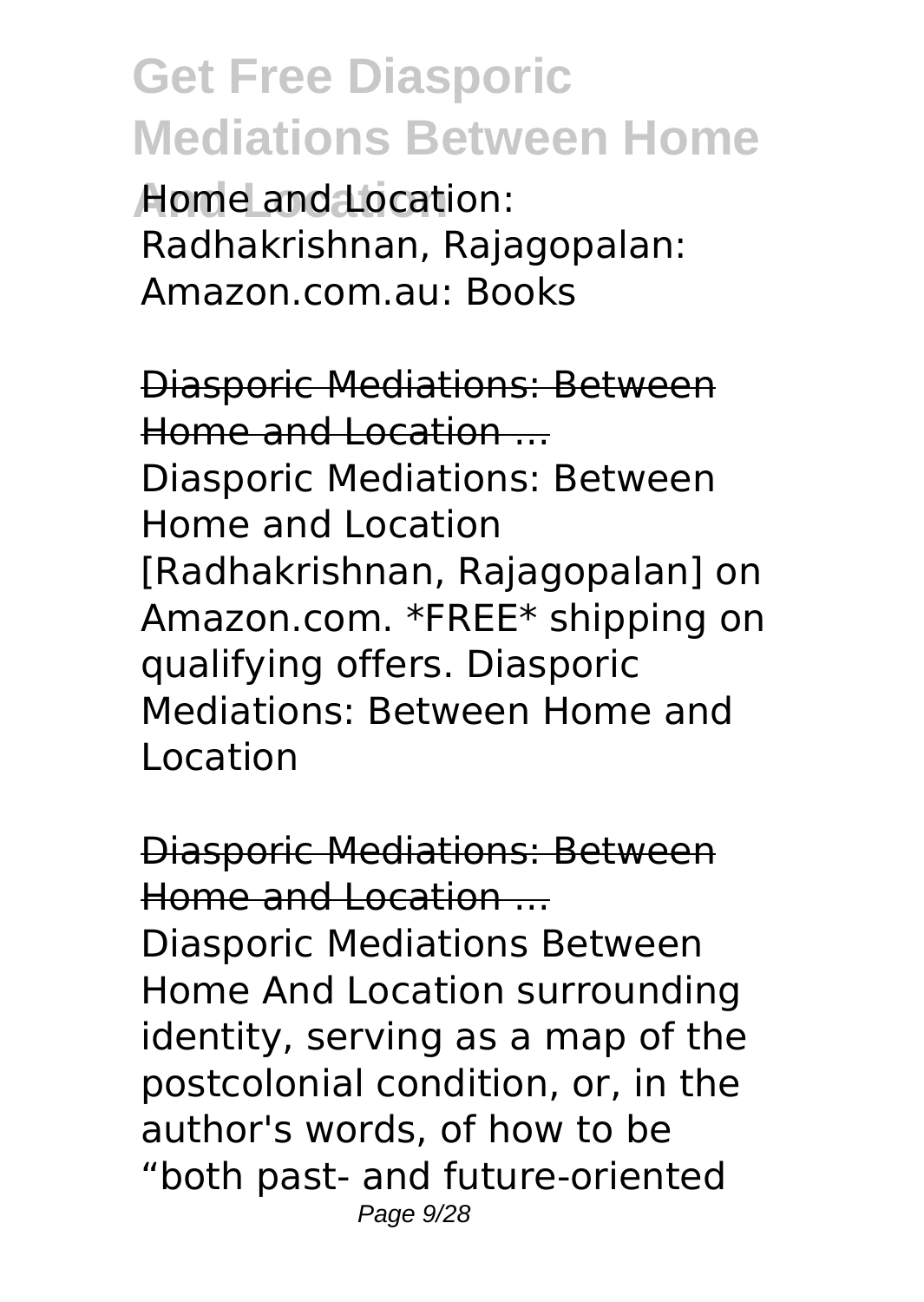Home and Location: Radhakrishnan, Rajagopalan: Amazon.com.au: Books

## Diasporic Mediations: Between Home and Location ...

Diasporic Mediations: Between Home and Location [Radhakrishnan, Rajagopalan] on Amazon.com. *FREE* shipping on qualifying offers. Diasporic Mediations: Between Home and Location

## Diasporic Mediations: Between Home and Location ...

Diasporic Mediations Between Home And Location surrounding identity, serving as a map of the postcolonial condition, or, in the author's words, of how to be "both past- and future-oriented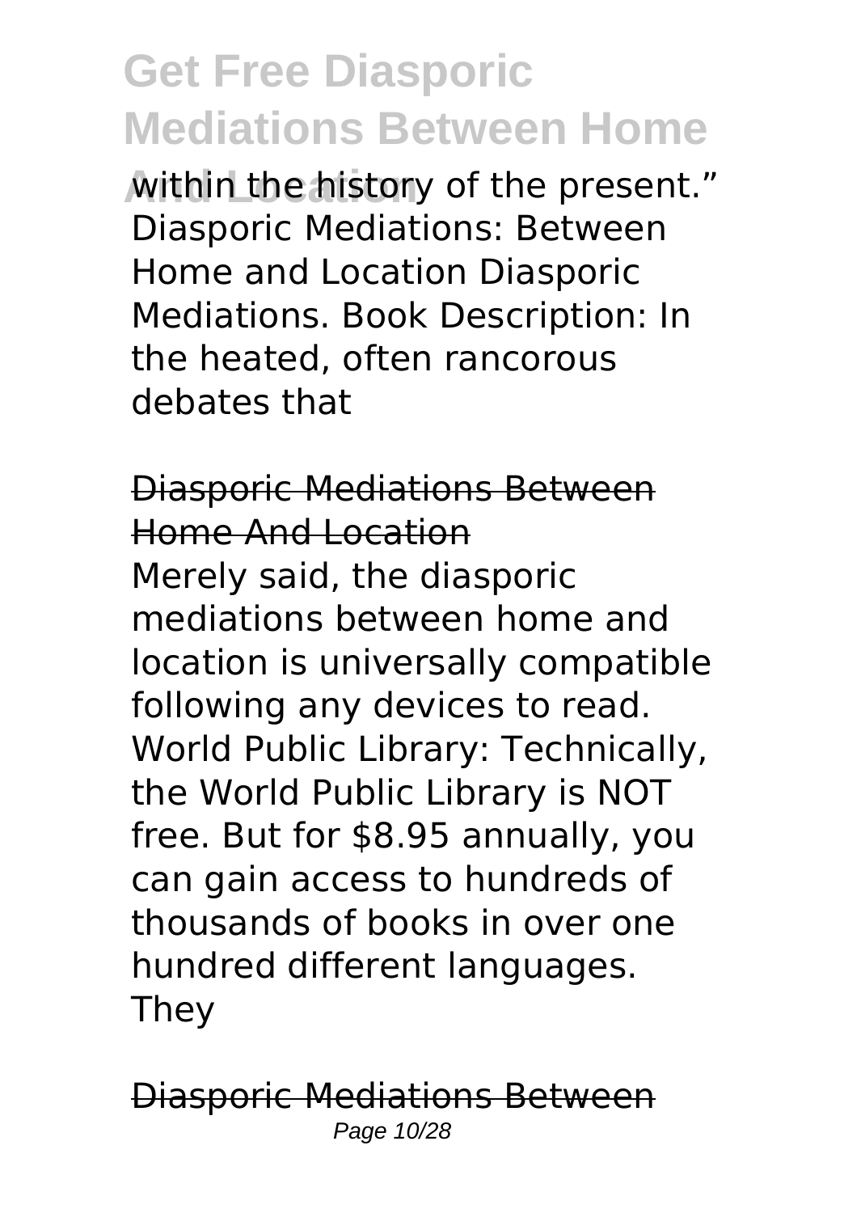within the history of the present." Diasporic Mediations: Between Home and Location Diasporic Mediations. Book Description: In the heated, often rancorous debates that

## Diasporic Mediations Between Home And Location

Merely said, the diasporic mediations between home and location is universally compatible following any devices to read. World Public Library: Technically, the World Public Library is NOT free. But for $8.95 annually, you can gain access to hundreds of thousands of books in over one hundred different languages. They

## Diasporic Mediations Between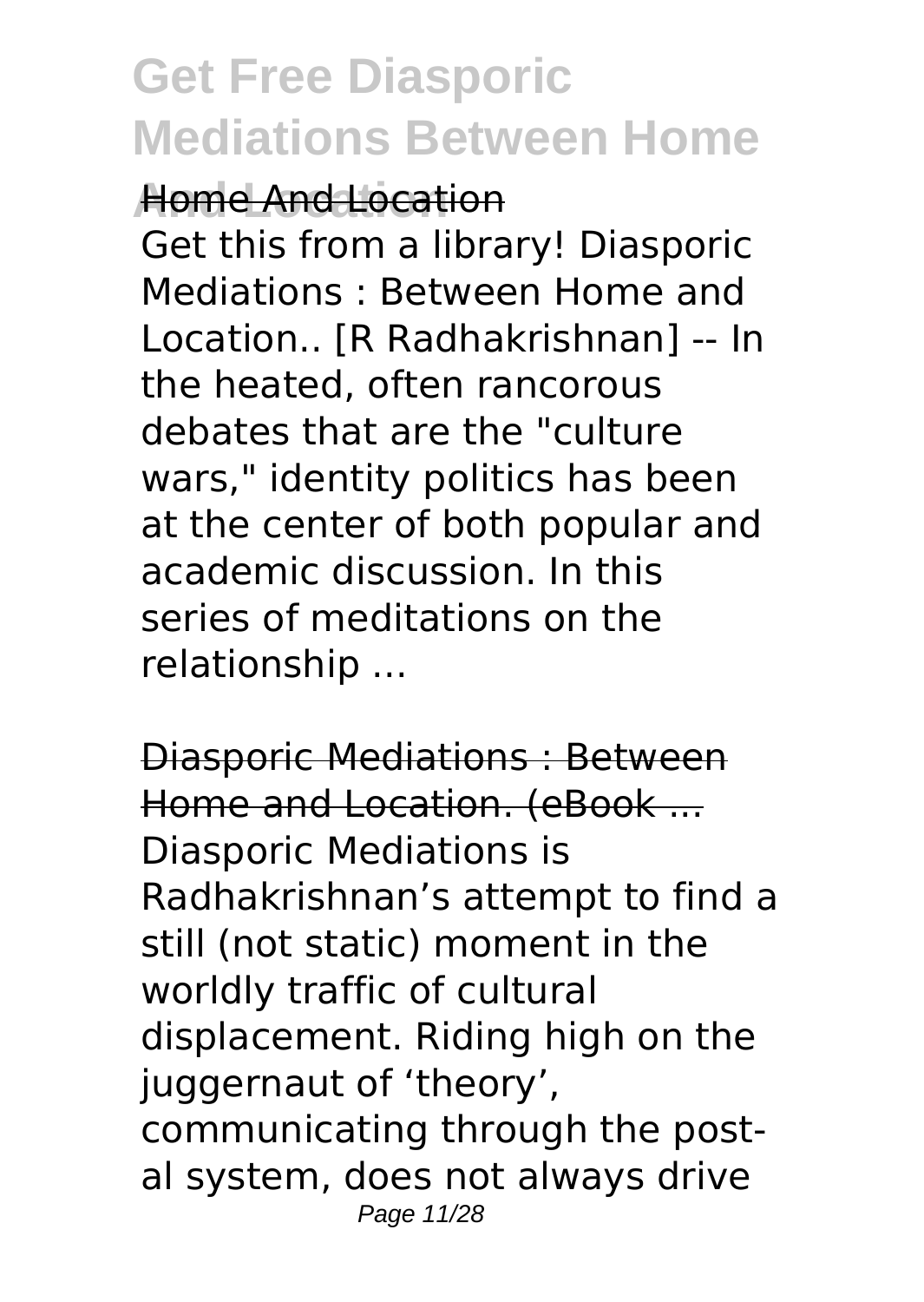Home And Location

Get this from a library! Diasporic Mediations : Between Home and Location.. [R Radhakrishnan] -- In the heated, often rancorous debates that are the "culture wars," identity politics has been at the center of both popular and academic discussion. In this series of meditations on the relationship ...

Diasporic Mediations : Between Home and Location. (eBook ...

Diasporic Mediations is Radhakrishnan's attempt to find a still (not static) moment in the worldly traffic of cultural displacement. Riding high on the juggernaut of 'theory', communicating through the post-al system, does not always drive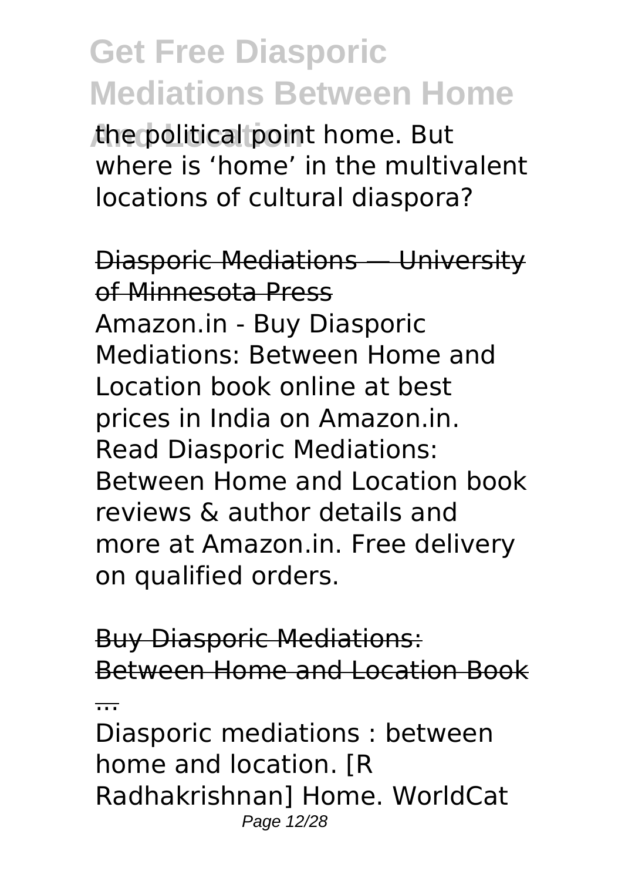the political point home. But where is 'home' in the multivalent locations of cultural diaspora?

Diasporic Mediations — University of Minnesota Press

Amazon.in - Buy Diasporic Mediations: Between Home and Location book online at best prices in India on Amazon.in. Read Diasporic Mediations: Between Home and Location book reviews & author details and more at Amazon.in. Free delivery on qualified orders.

Buy Diasporic Mediations: Between Home and Location Book ...

Diasporic mediations : between home and location. [R Radhakrishnan] Home. WorldCat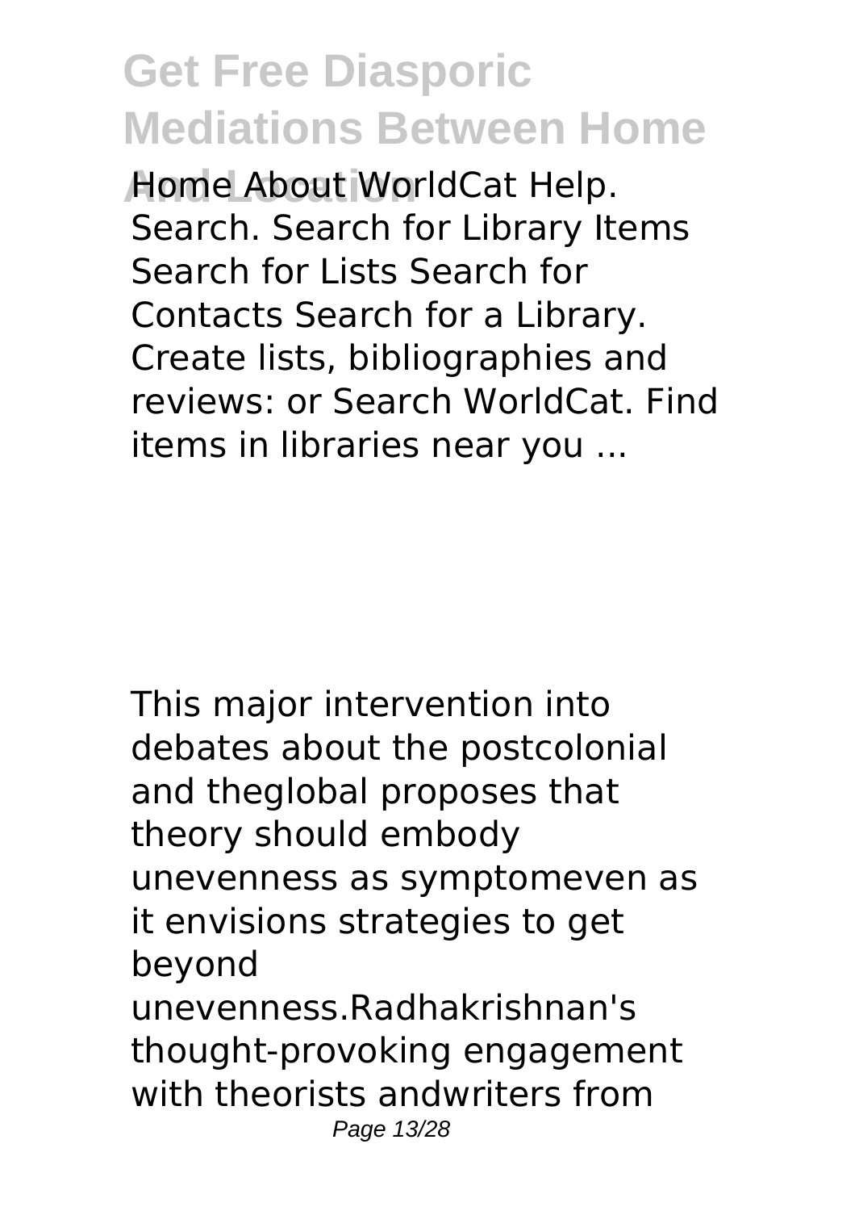Home About WorldCat Help. Search. Search for Library Items Search for Lists Search for Contacts Search for a Library. Create lists, bibliographies and reviews: or Search WorldCat. Find items in libraries near you ...

This major intervention into debates about the postcolonial and theglobal proposes that theory should embody unevenness as symptomeven as it envisions strategies to get beyond unevenness.Radhakrishnan's thought-provoking engagement with theorists andwriters from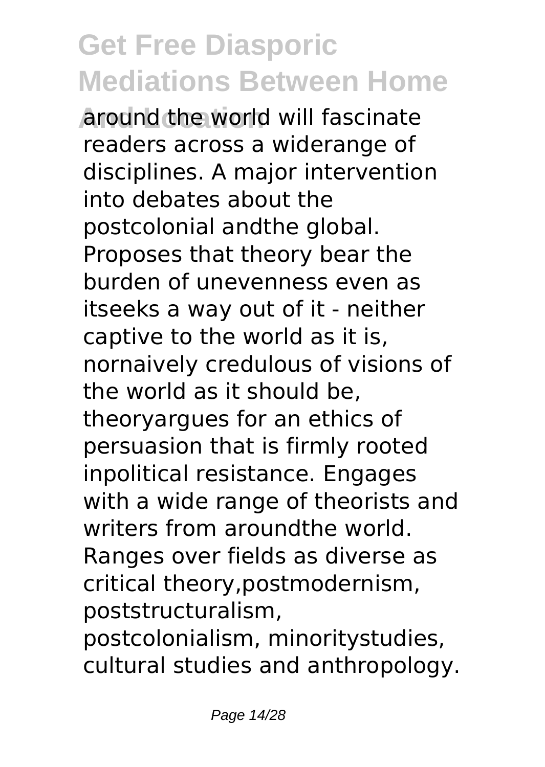around the world will fascinate readers across a widerange of disciplines. A major intervention into debates about the postcolonial andthe global. Proposes that theory bear the burden of unevenness even as itseeks a way out of it - neither captive to the world as it is, nornaively credulous of visions of the world as it should be, theoryargues for an ethics of persuasion that is firmly rooted inpolitical resistance. Engages with a wide range of theorists and writers from aroundthe world. Ranges over fields as diverse as critical theory,postmodernism, poststructuralism, postcolonialism, minoritystudies, cultural studies and anthropology.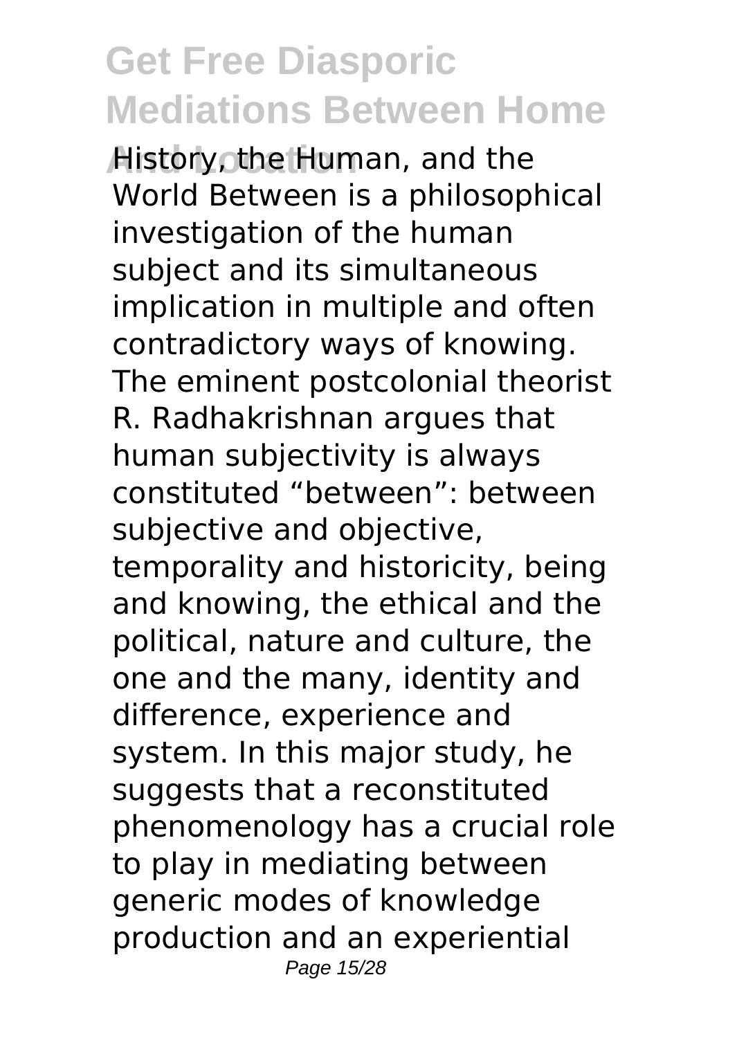History, the Human, and the World Between is a philosophical investigation of the human subject and its simultaneous implication in multiple and often contradictory ways of knowing. The eminent postcolonial theorist R. Radhakrishnan argues that human subjectivity is always constituted "between": between subjective and objective, temporality and historicity, being and knowing, the ethical and the political, nature and culture, the one and the many, identity and difference, experience and system. In this major study, he suggests that a reconstituted phenomenology has a crucial role to play in mediating between generic modes of knowledge production and an experiential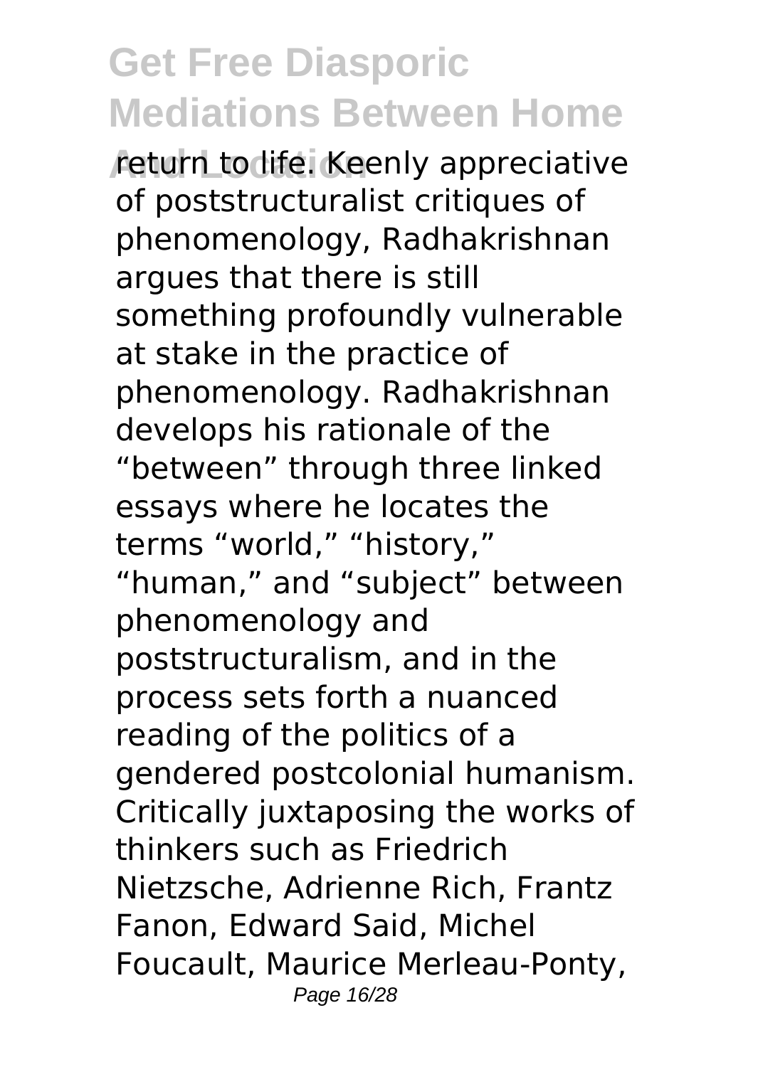return to life. Keenly appreciative of poststructuralist critiques of phenomenology, Radhakrishnan argues that there is still something profoundly vulnerable at stake in the practice of phenomenology. Radhakrishnan develops his rationale of the "between" through three linked essays where he locates the terms "world," "history," "human," and "subject" between phenomenology and poststructuralism, and in the process sets forth a nuanced reading of the politics of a gendered postcolonial humanism. Critically juxtaposing the works of thinkers such as Friedrich Nietzsche, Adrienne Rich, Frantz Fanon, Edward Said, Michel Foucault, Maurice Merleau-Ponty,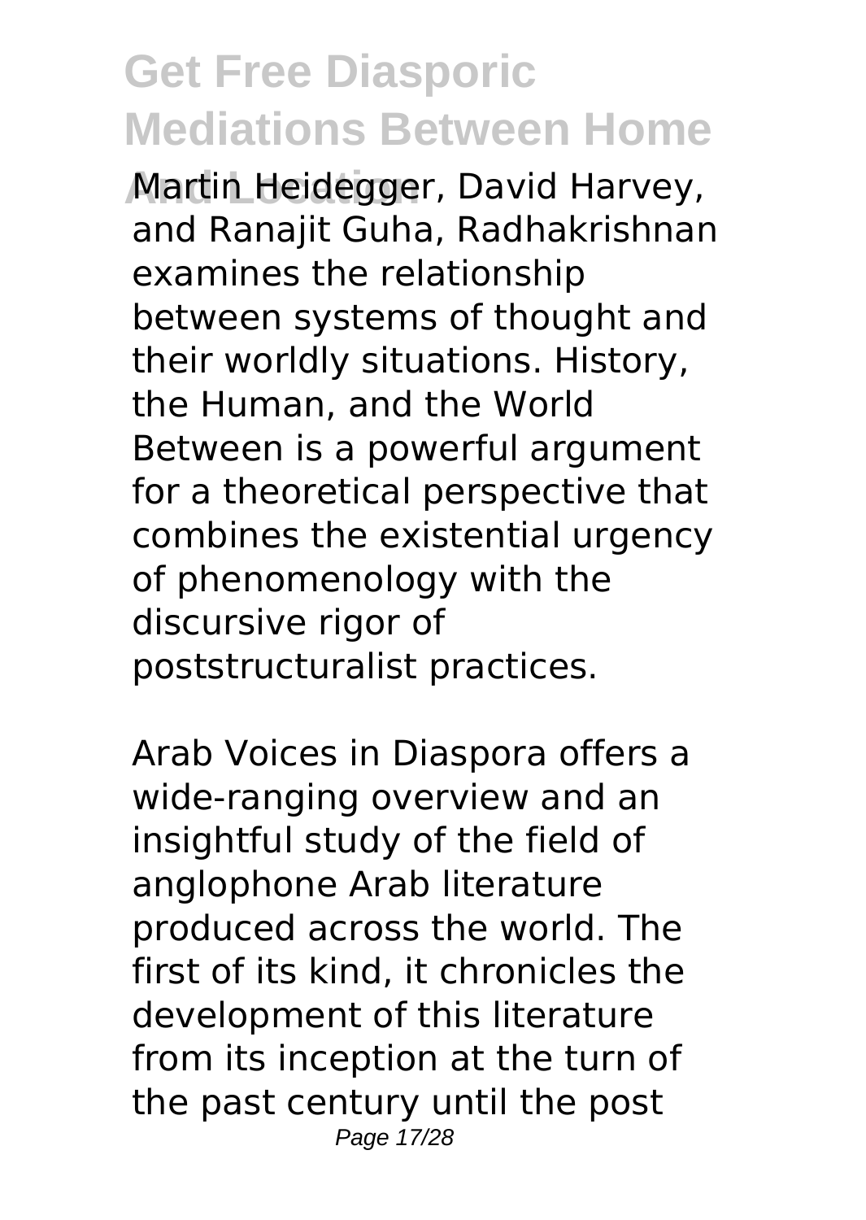Martin Heidegger, David Harvey, and Ranajit Guha, Radhakrishnan examines the relationship between systems of thought and their worldly situations. History, the Human, and the World Between is a powerful argument for a theoretical perspective that combines the existential urgency of phenomenology with the discursive rigor of poststructuralist practices.

Arab Voices in Diaspora offers a wide-ranging overview and an insightful study of the field of anglophone Arab literature produced across the world. The first of its kind, it chronicles the development of this literature from its inception at the turn of the past century until the post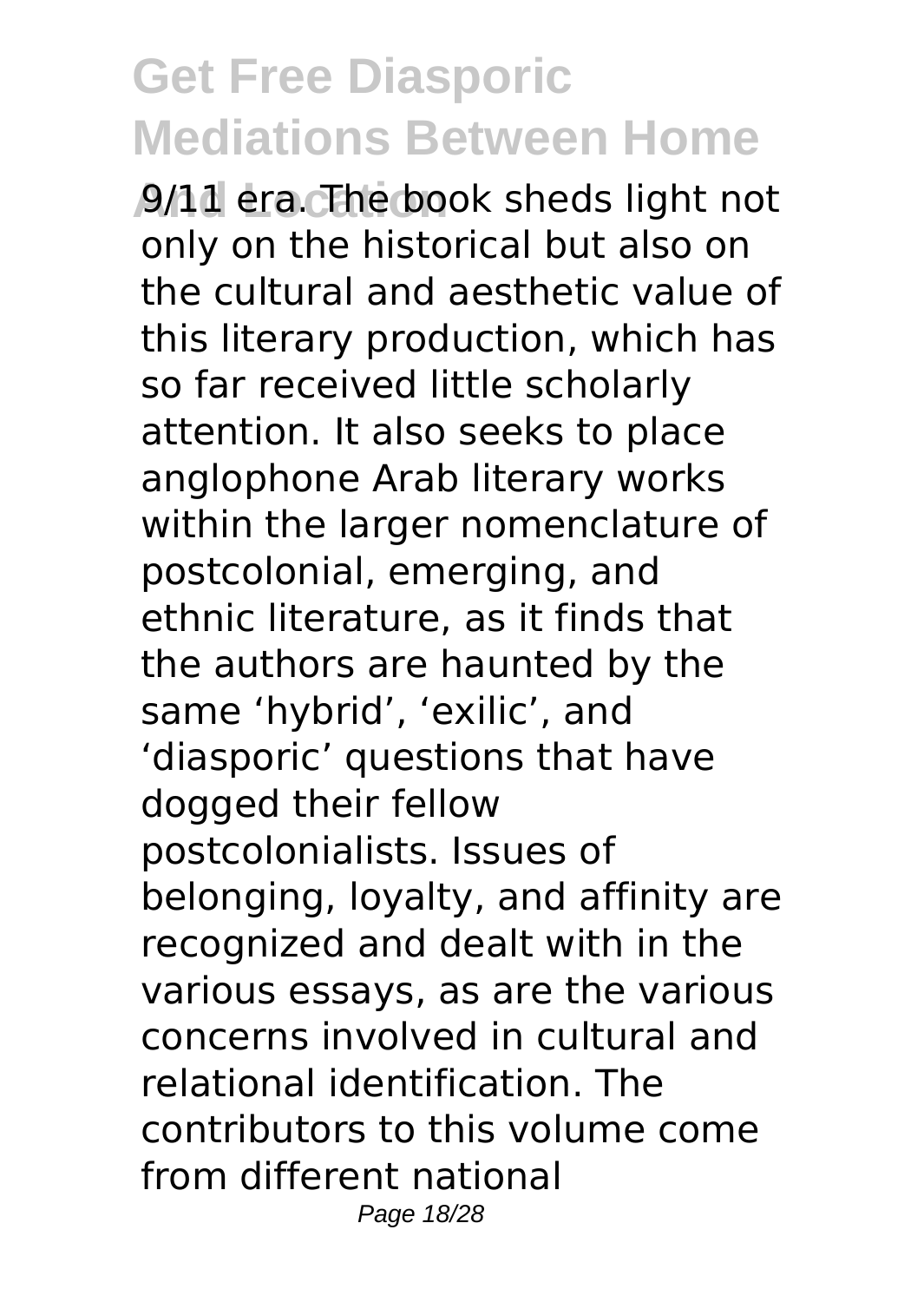9/11 era. The book sheds light not only on the historical but also on the cultural and aesthetic value of this literary production, which has so far received little scholarly attention. It also seeks to place anglophone Arab literary works within the larger nomenclature of postcolonial, emerging, and ethnic literature, as it finds that the authors are haunted by the same 'hybrid', 'exilic', and 'diasporic' questions that have dogged their fellow postcolonialists. Issues of belonging, loyalty, and affinity are recognized and dealt with in the various essays, as are the various concerns involved in cultural and relational identification. The contributors to this volume come from different national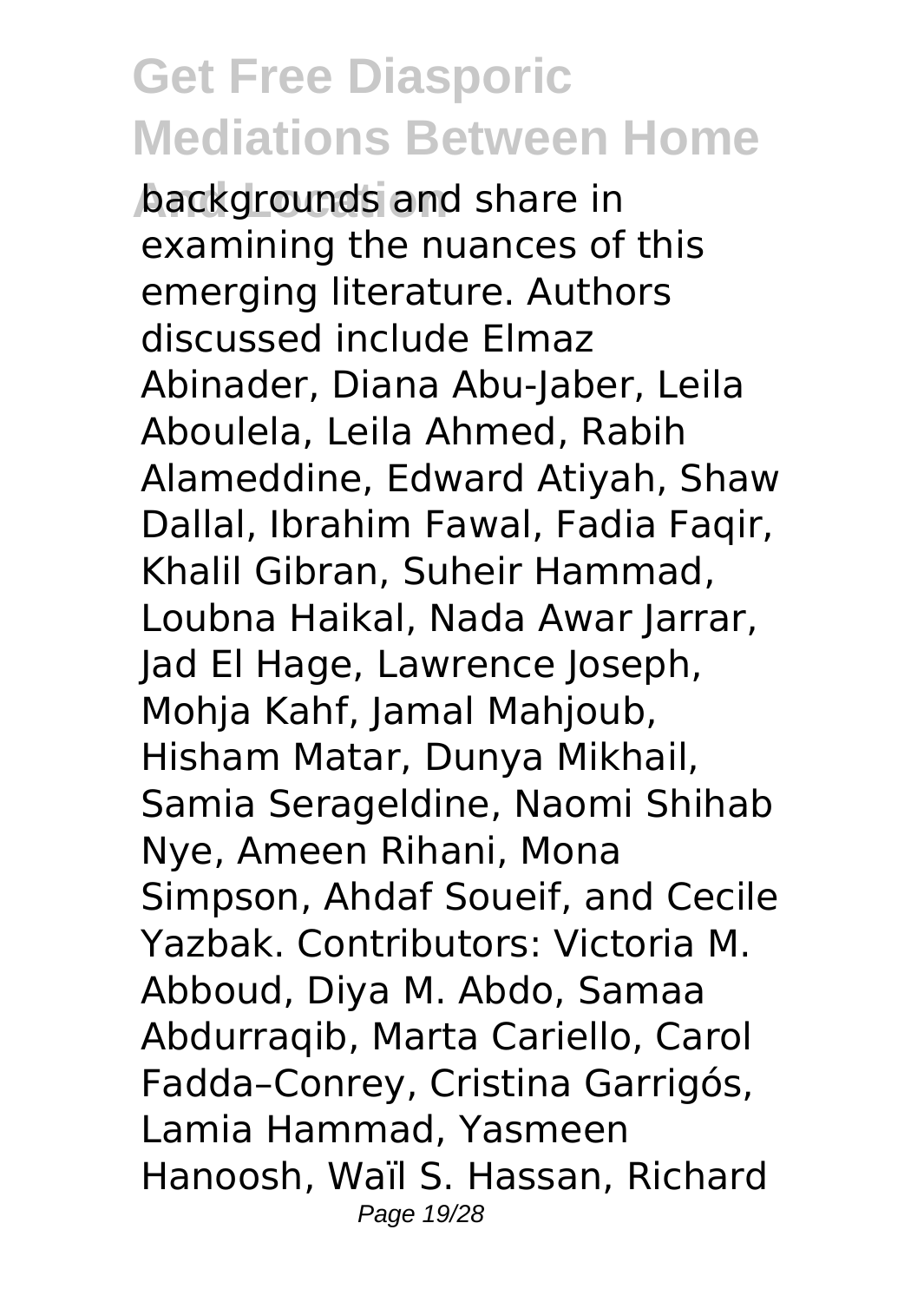backgrounds and share in examining the nuances of this emerging literature. Authors discussed include Elmaz Abinader, Diana Abu-Jaber, Leila Aboulela, Leila Ahmed, Rabih Alameddine, Edward Atiyah, Shaw Dallal, Ibrahim Fawal, Fadia Faqir, Khalil Gibran, Suheir Hammad, Loubna Haikal, Nada Awar Jarrar, Jad El Hage, Lawrence Joseph, Mohja Kahf, Jamal Mahjoub, Hisham Matar, Dunya Mikhail, Samia Serageldine, Naomi Shihab Nye, Ameen Rihani, Mona Simpson, Ahdaf Soueif, and Cecile Yazbak. Contributors: Victoria M. Abboud, Diya M. Abdo, Samaa Abdurraqib, Marta Cariello, Carol Fadda–Conrey, Cristina Garrigós, Lamia Hammad, Yasmeen Hanoosh, Waïl S. Hassan, Richard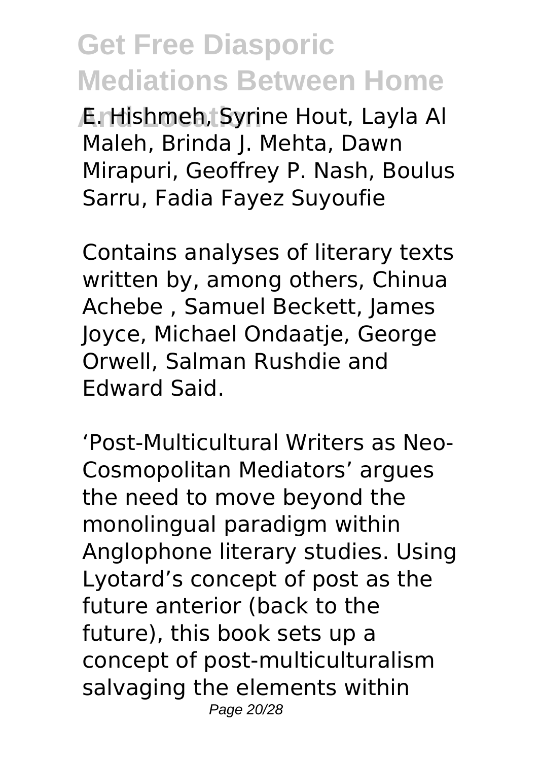E. Hishmeh, Syrine Hout, Layla Al Maleh, Brinda J. Mehta, Dawn Mirapuri, Geoffrey P. Nash, Boulus Sarru, Fadia Fayez Suyoufie

Contains analyses of literary texts written by, among others, Chinua Achebe , Samuel Beckett, James Joyce, Michael Ondaatje, George Orwell, Salman Rushdie and Edward Said.

'Post-Multicultural Writers as Neo-Cosmopolitan Mediators' argues the need to move beyond the monolingual paradigm within Anglophone literary studies. Using Lyotard's concept of post as the future anterior (back to the future), this book sets up a concept of post-multiculturalism salvaging the elements within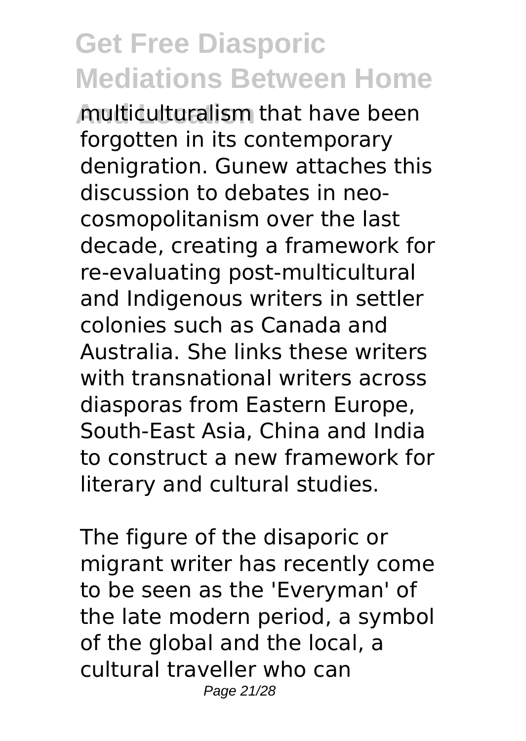multiculturalism that have been forgotten in its contemporary denigration. Gunew attaches this discussion to debates in neo-cosmopolitanism over the last decade, creating a framework for re-evaluating post-multicultural and Indigenous writers in settler colonies such as Canada and Australia. She links these writers with transnational writers across diasporas from Eastern Europe, South-East Asia, China and India to construct a new framework for literary and cultural studies.

The figure of the disaporic or migrant writer has recently come to be seen as the 'Everyman' of the late modern period, a symbol of the global and the local, a cultural traveller who can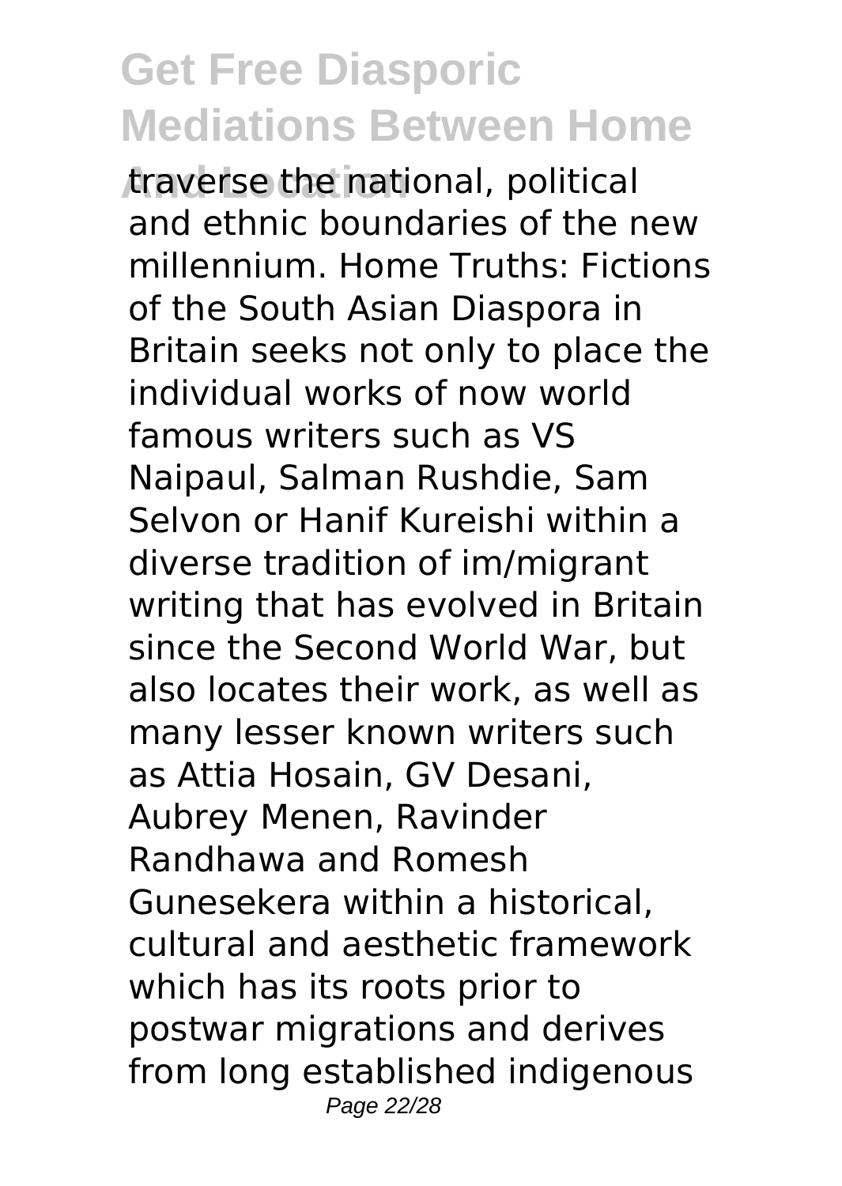traverse the national, political and ethnic boundaries of the new millennium. Home Truths: Fictions of the South Asian Diaspora in Britain seeks not only to place the individual works of now world famous writers such as VS Naipaul, Salman Rushdie, Sam Selvon or Hanif Kureishi within a diverse tradition of im/migrant writing that has evolved in Britain since the Second World War, but also locates their work, as well as many lesser known writers such as Attia Hosain, GV Desani, Aubrey Menen, Ravinder Randhawa and Romesh Gunesekera within a historical, cultural and aesthetic framework which has its roots prior to postwar migrations and derives from long established indigenous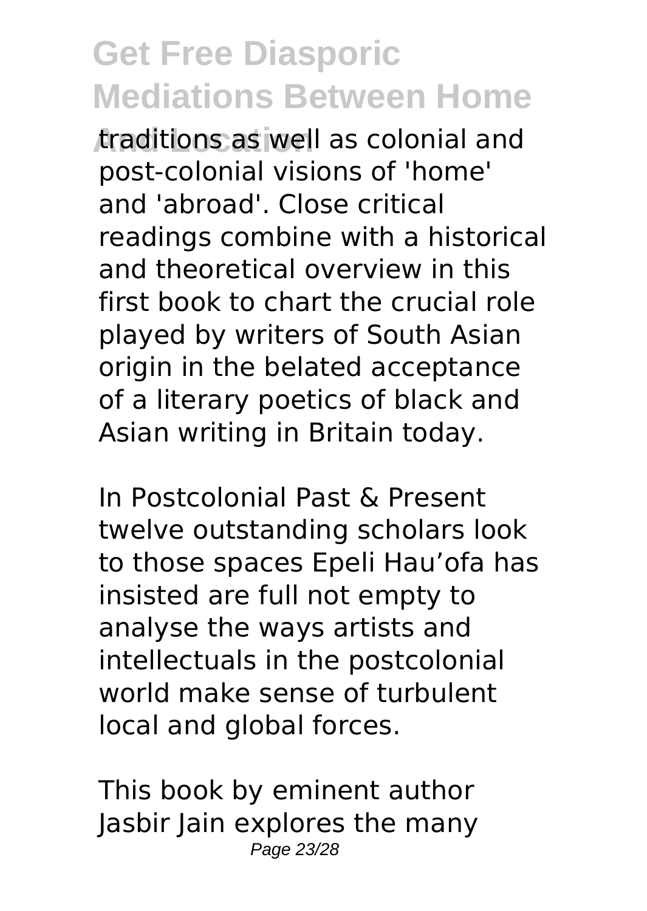traditions as well as colonial and post-colonial visions of 'home' and 'abroad'. Close critical readings combine with a historical and theoretical overview in this first book to chart the crucial role played by writers of South Asian origin in the belated acceptance of a literary poetics of black and Asian writing in Britain today.

In Postcolonial Past & Present twelve outstanding scholars look to those spaces Epeli Hau'ofa has insisted are full not empty to analyse the ways artists and intellectuals in the postcolonial world make sense of turbulent local and global forces.

This book by eminent author Jasbir Jain explores the many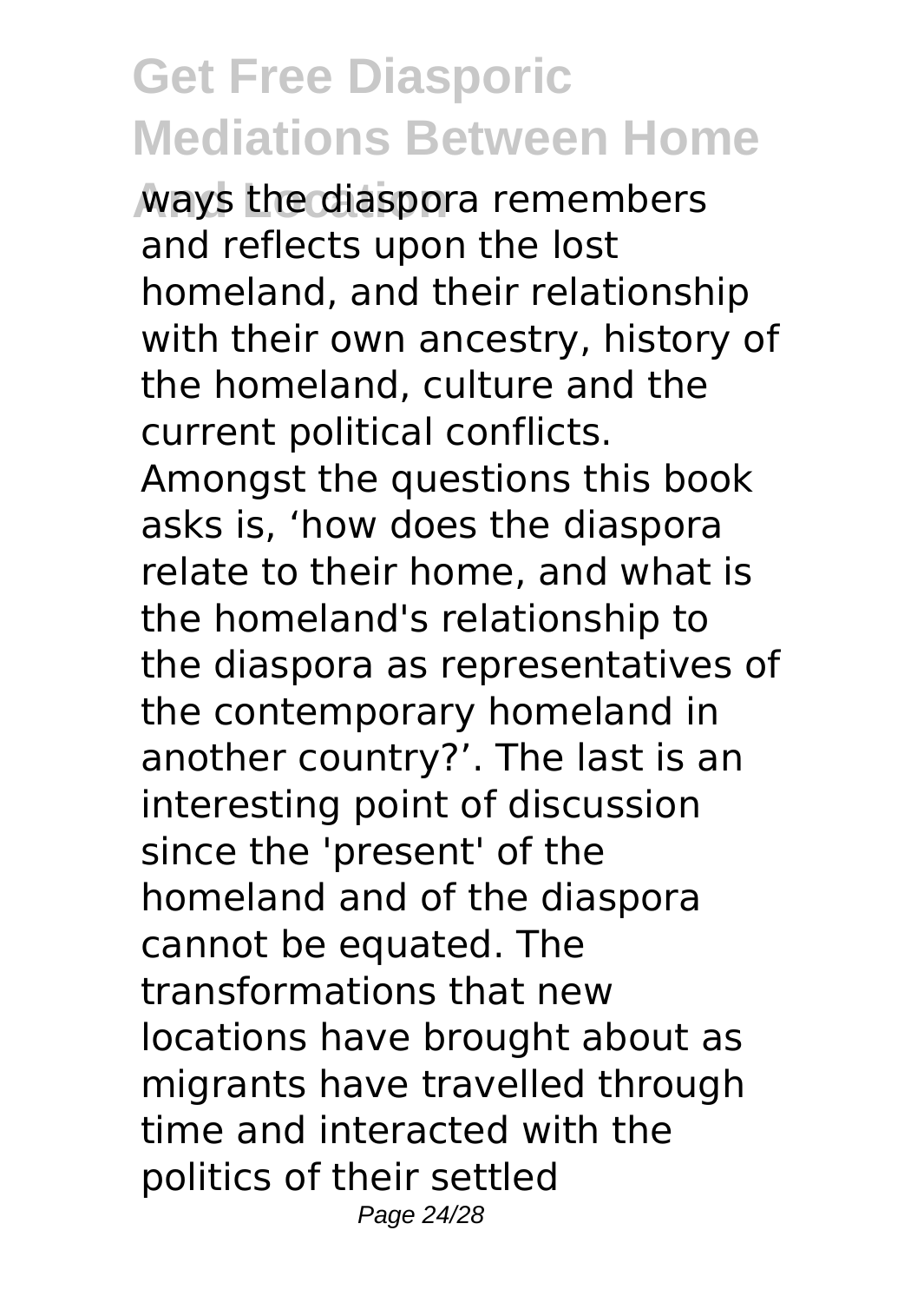ways the diaspora remembers and reflects upon the lost homeland, and their relationship with their own ancestry, history of the homeland, culture and the current political conflicts. Amongst the questions this book asks is, ‘how does the diaspora relate to their home, and what is the homeland's relationship to the diaspora as representatives of the contemporary homeland in another country?’. The last is an interesting point of discussion since the 'present' of the homeland and of the diaspora cannot be equated. The transformations that new locations have brought about as migrants have travelled through time and interacted with the politics of their settled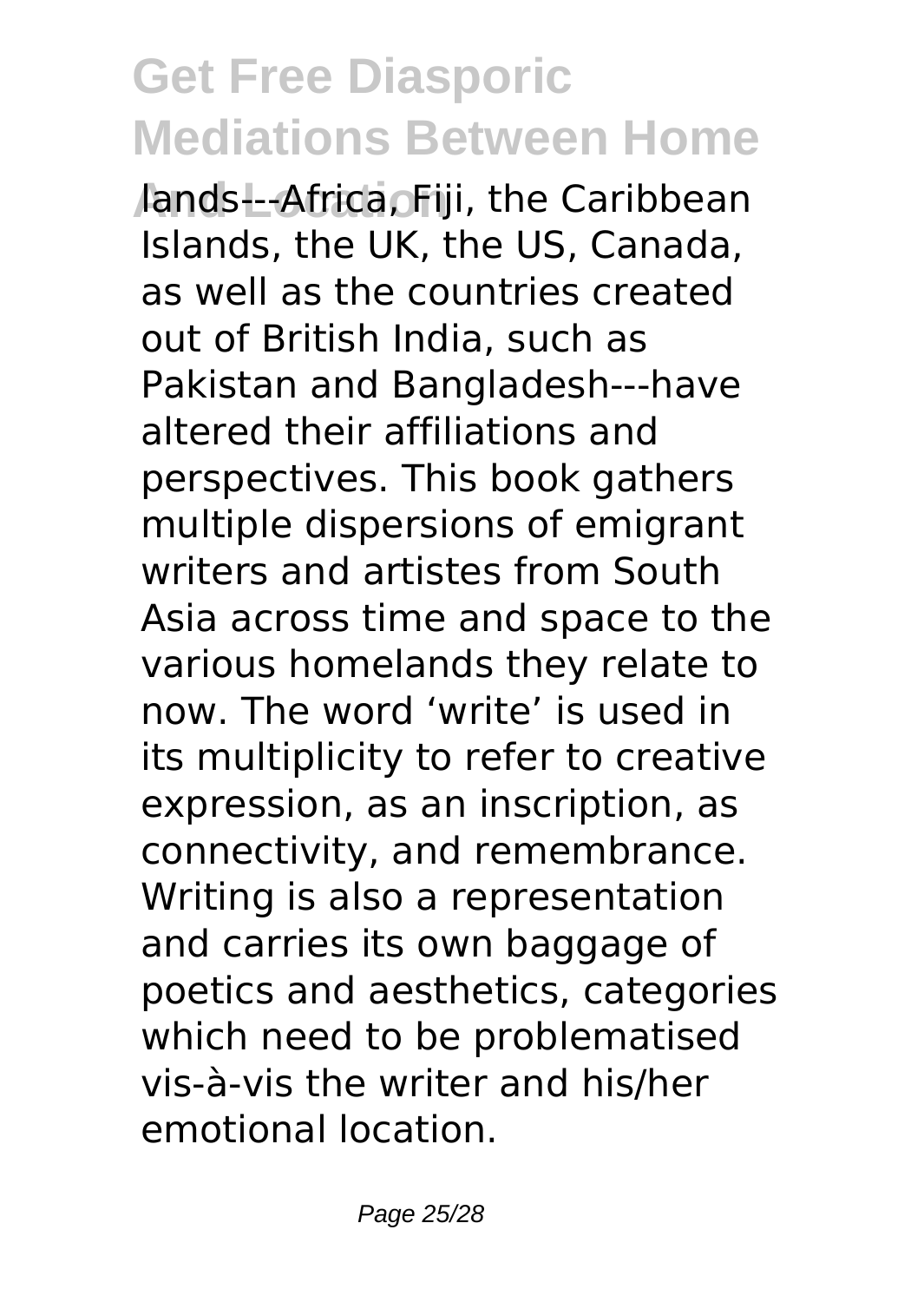lands---Africa, Fiji, the Caribbean Islands, the UK, the US, Canada, as well as the countries created out of British India, such as Pakistan and Bangladesh---have altered their affiliations and perspectives. This book gathers multiple dispersions of emigrant writers and artistes from South Asia across time and space to the various homelands they relate to now. The word 'write' is used in its multiplicity to refer to creative expression, as an inscription, as connectivity, and remembrance. Writing is also a representation and carries its own baggage of poetics and aesthetics, categories which need to be problematised vis-à-vis the writer and his/her emotional location.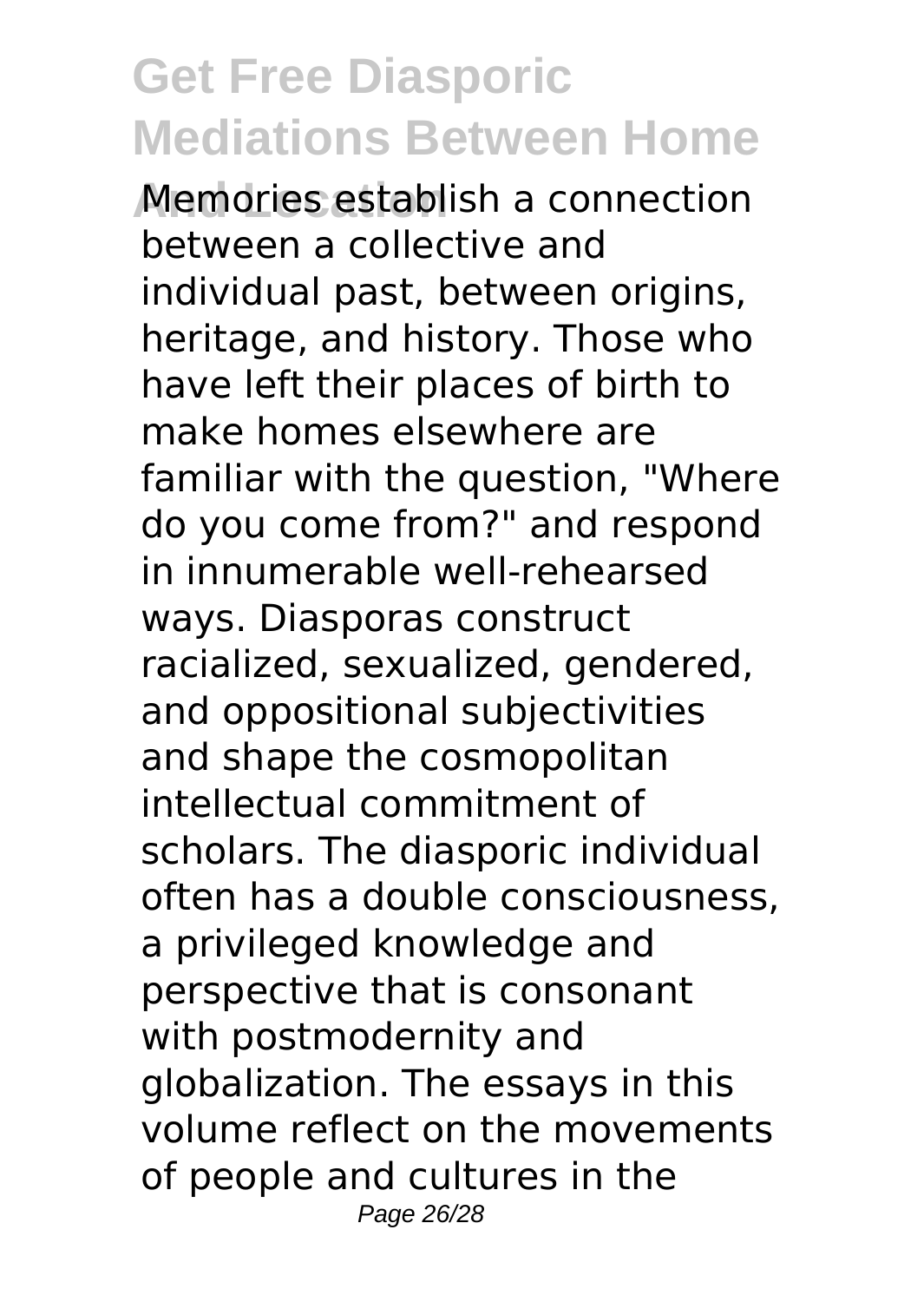Memories establish a connection between a collective and individual past, between origins, heritage, and history. Those who have left their places of birth to make homes elsewhere are familiar with the question, "Where do you come from?" and respond in innumerable well-rehearsed ways. Diasporas construct racialized, sexualized, gendered, and oppositional subjectivities and shape the cosmopolitan intellectual commitment of scholars. The diasporic individual often has a double consciousness, a privileged knowledge and perspective that is consonant with postmodernity and globalization. The essays in this volume reflect on the movements of people and cultures in the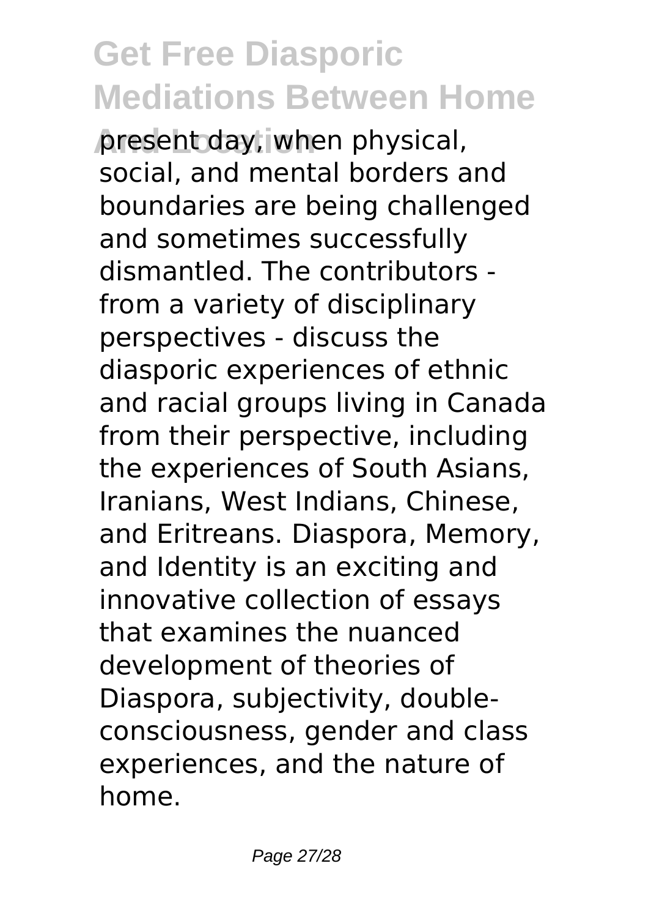present day, when physical, social, and mental borders and boundaries are being challenged and sometimes successfully dismantled. The contributors - from a variety of disciplinary perspectives - discuss the diasporic experiences of ethnic and racial groups living in Canada from their perspective, including the experiences of South Asians, Iranians, West Indians, Chinese, and Eritreans. Diaspora, Memory, and Identity is an exciting and innovative collection of essays that examines the nuanced development of theories of Diaspora, subjectivity, double-consciousness, gender and class experiences, and the nature of home.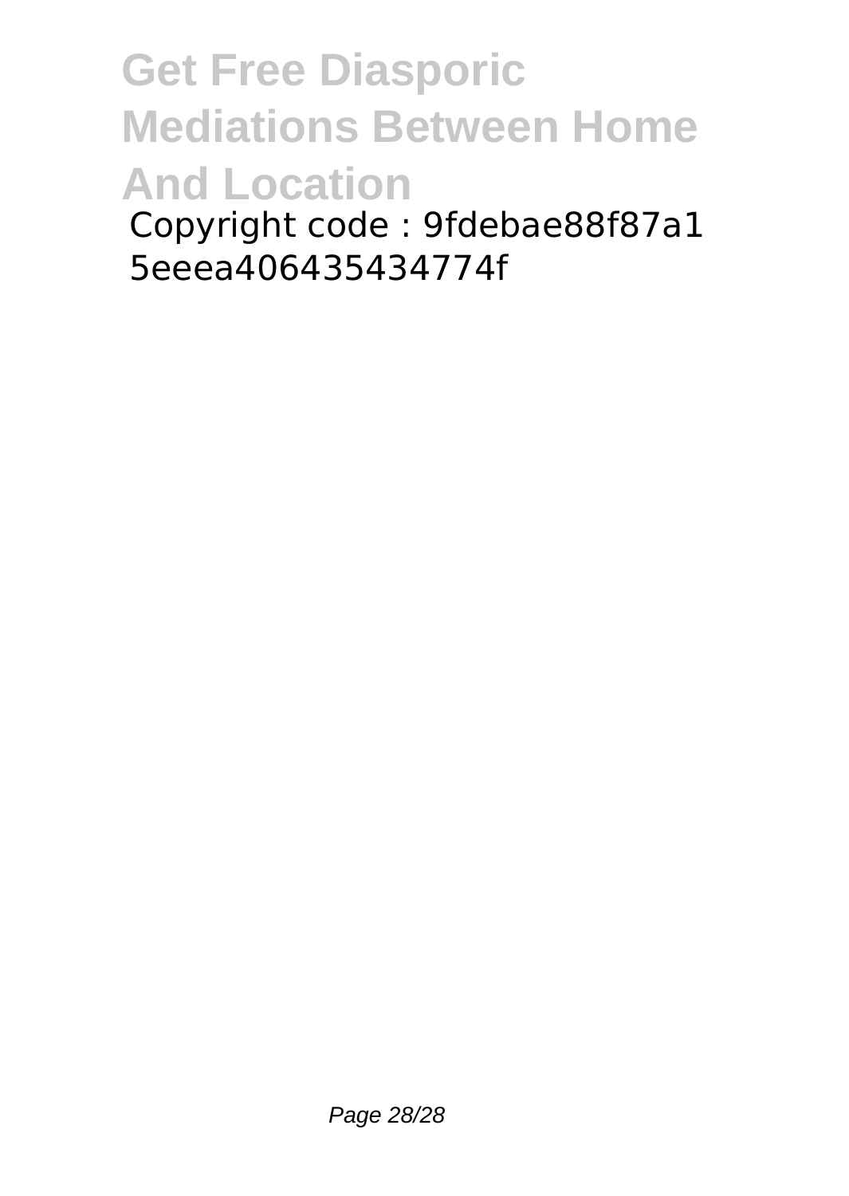Copyright code : 9fdebae88f87a15eeea406435434774f